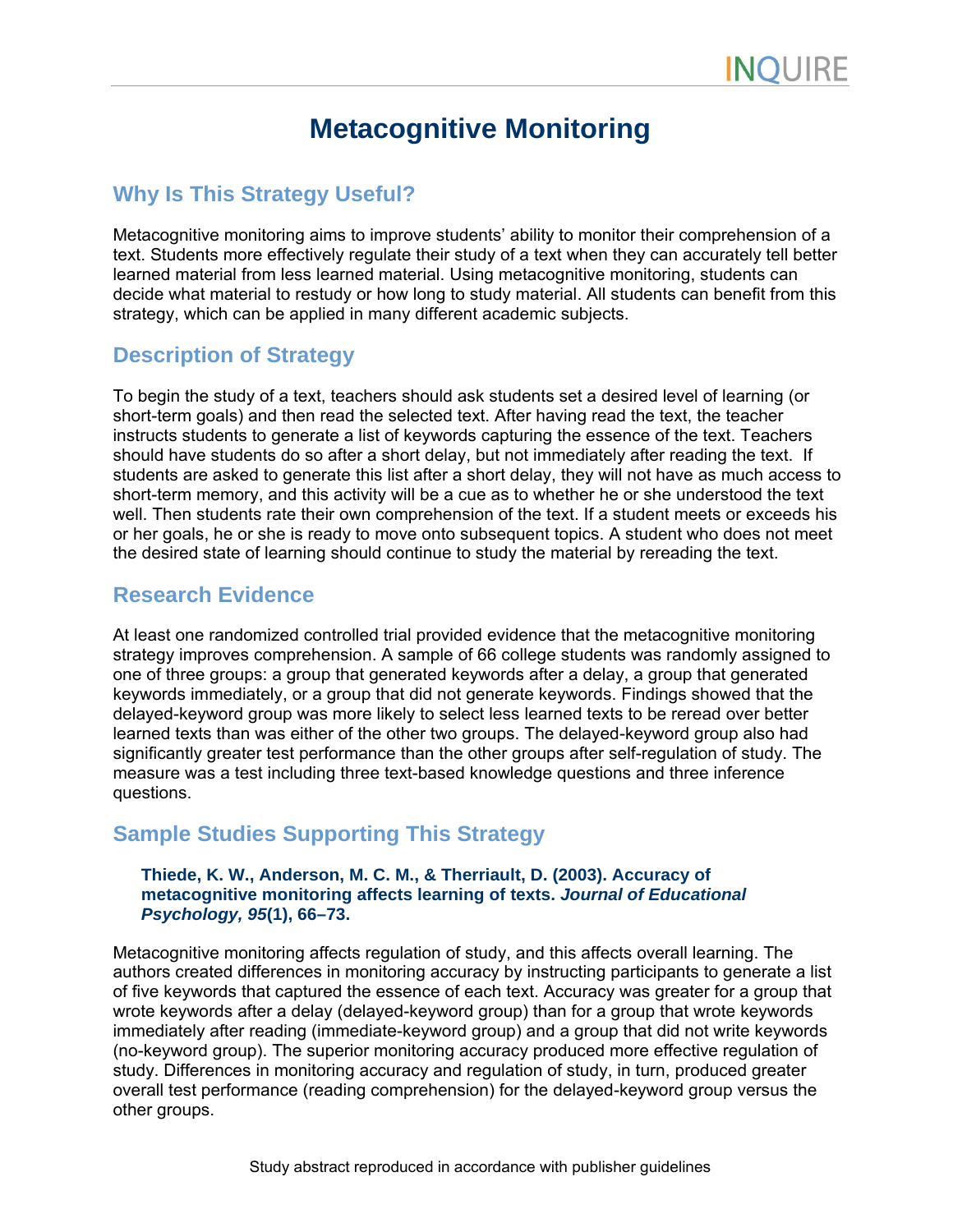# Metacognitive Monitoring

## Why Is This Strategy Useful?

Metacognitive monitoring aims to improve students' ability to monitor their comprehension of a text. Students more effectively regulate their study of a text when they can accurately tell better learned material from less learned material. Using metacognitive monitoring, students can decide what material to restudy or how long to study material. All students can benefit from this strategy, which can be applied in many different academic subjects.

## Description of Strategy

To begin the study of a text, teachers should ask students set a desired level of learning (or short-term goals) and then read the selected text. After having read the text, the teacher instructs students to generate a list of keywords capturing the essence of the text. Teachers should have students do so after a short delay, but not immediately after reading the text. If students are asked to generate this list after a short delay, they will not have as much access to short-term memory, and this activity will be a cue as to whether he or she understood the text well. Then students rate their own comprehension of the text. If a student meets or exceeds his or her goals, he or she is ready to move onto subsequent topics. A student who does not meet the desired state of learning should continue to study the material by rereading the text.

## Research Evidence

At least one randomized controlled trial provided evidence that the metacognitive monitoring strategy improves comprehension. A sample of 66 college students was randomly assigned to one of three groups: a group that generated keywords after a delay, a group that generated keywords immediately, or a group that did not generate keywords. Findings showed that the delayed-keyword group was more likely to select less learned texts to be reread over better learned texts than was either of the other two groups. The delayed-keyword group also had significantly greater test performance than the other groups after self-regulation of study. The measure was a test including three text-based knowledge questions and three inference questions.

## Sample Studies Supporting This Strategy

**Thiede, K. W., Anderson, M. C. M., & Therriault, D. (2003). Accuracy of metacognitive monitoring affects learning of texts. *Journal of Educational Psychology, 95*(1), 66–73.**

Metacognitive monitoring affects regulation of study, and this affects overall learning. The authors created differences in monitoring accuracy by instructing participants to generate a list of five keywords that captured the essence of each text. Accuracy was greater for a group that wrote keywords after a delay (delayed-keyword group) than for a group that wrote keywords immediately after reading (immediate-keyword group) and a group that did not write keywords (no-keyword group). The superior monitoring accuracy produced more effective regulation of study. Differences in monitoring accuracy and regulation of study, in turn, produced greater overall test performance (reading comprehension) for the delayed-keyword group versus the other groups.

Study abstract reproduced in accordance with publisher guidelines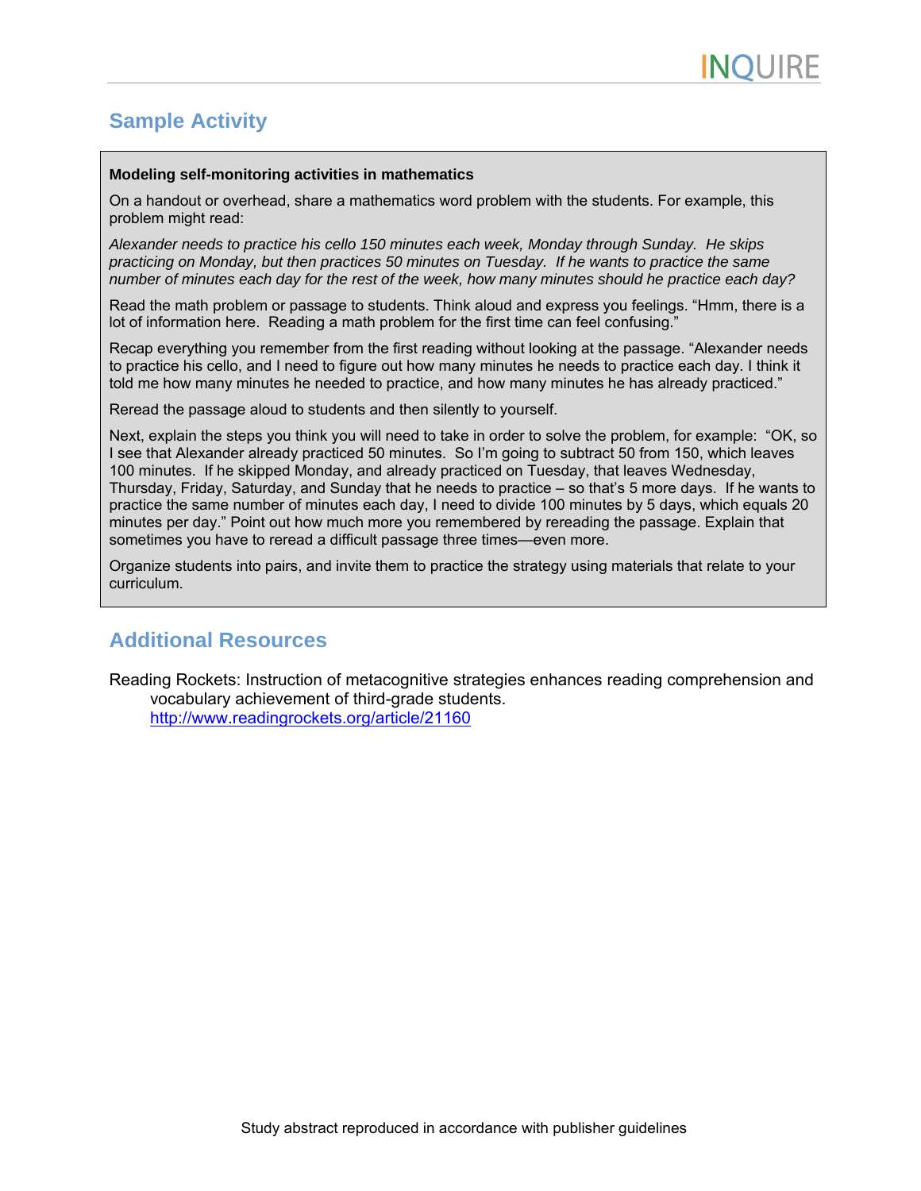## Sample Activity

**Modeling self-monitoring activities in mathematics**

On a handout or overhead, share a mathematics word problem with the students. For example, this problem might read:

*Alexander needs to practice his cello 150 minutes each week, Monday through Sunday. He skips practicing on Monday, but then practices 50 minutes on Tuesday. If he wants to practice the same number of minutes each day for the rest of the week, how many minutes should he practice each day?*

Read the math problem or passage to students. Think aloud and express you feelings. "Hmm, there is a lot of information here. Reading a math problem for the first time can feel confusing."

Recap everything you remember from the first reading without looking at the passage. "Alexander needs to practice his cello, and I need to figure out how many minutes he needs to practice each day. I think it told me how many minutes he needed to practice, and how many minutes he has already practiced."

Reread the passage aloud to students and then silently to yourself.

Next, explain the steps you think you will need to take in order to solve the problem, for example: "OK, so I see that Alexander already practiced 50 minutes. So I'm going to subtract 50 from 150, which leaves 100 minutes. If he skipped Monday, and already practiced on Tuesday, that leaves Wednesday, Thursday, Friday, Saturday, and Sunday that he needs to practice – so that's 5 more days. If he wants to practice the same number of minutes each day, I need to divide 100 minutes by 5 days, which equals 20 minutes per day." Point out how much more you remembered by rereading the passage. Explain that sometimes you have to reread a difficult passage three times—even more.

Organize students into pairs, and invite them to practice the strategy using materials that relate to your curriculum.

## Additional Resources

Reading Rockets: Instruction of metacognitive strategies enhances reading comprehension and vocabulary achievement of third-grade students. http://www.readingrockets.org/article/21160

Study abstract reproduced in accordance with publisher guidelines